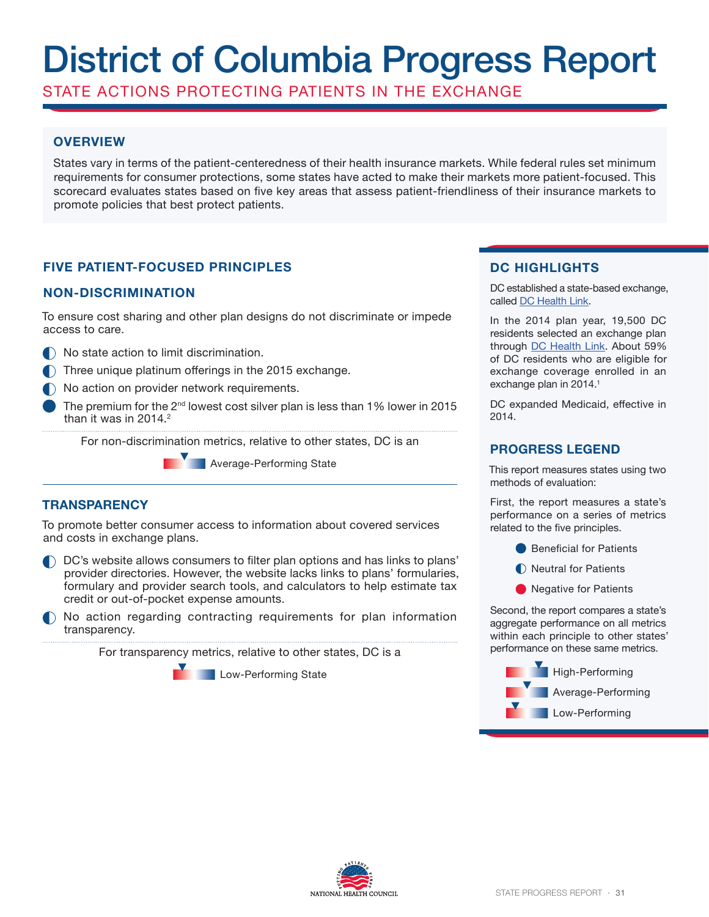# District of Columbia Progress Report

STATE ACTIONS PROTECTING PATIENTS IN THE EXCHANGE

## OVERVIEW

States vary in terms of the patient-centeredness of their health insurance markets. While federal rules set minimum requirements for consumer protections, some states have acted to make their markets more patient-focused. This scorecard evaluates states based on five key areas that assess patient-friendliness of their insurance markets to promote policies that best protect patients.

## FIVE PATIENT-FOCUSED PRINCIPLES

### NON-DISCRIMINATION

To ensure cost sharing and other plan designs do not discriminate or impede access to care.

- ◐ No state action to limit discrimination.
- ◐ Three unique platinum offerings in the 2015 exchange.
- ◐ No action on provider network requirements.
- ● The premium for the 2nd lowest cost silver plan is less than 1% lower in 2015 than it was in 2014.[2]

For non-discrimination metrics, relative to other states, DC is an

Average-Performing State

### TRANSPARENCY

To promote better consumer access to information about covered services and costs in exchange plans.

- ◐ DC's website allows consumers to filter plan options and has links to plans' provider directories. However, the website lacks links to plans' formularies, formulary and provider search tools, and calculators to help estimate tax credit or out-of-pocket expense amounts.
- ◐ No action regarding contracting requirements for plan information transparency.

For transparency metrics, relative to other states, DC is a

Low-Performing State

## DC HIGHLIGHTS

DC established a state-based exchange, called DC Health Link.

In the 2014 plan year, 19,500 DC residents selected an exchange plan through DC Health Link. About 59% of DC residents who are eligible for exchange coverage enrolled in an exchange plan in 2014.[1]

DC expanded Medicaid, effective in 2014.

## PROGRESS LEGEND

This report measures states using two methods of evaluation:

First, the report measures a state's performance on a series of metrics related to the five principles.

- ● Beneficial for Patients
- ◐ Neutral for Patients
- ● Negative for Patients

Second, the report compares a state's aggregate performance on all metrics within each principle to other states' performance on these same metrics.

- High-Performing
- Average-Performing
- Low-Performing

NATIONAL HEALTH COUNCIL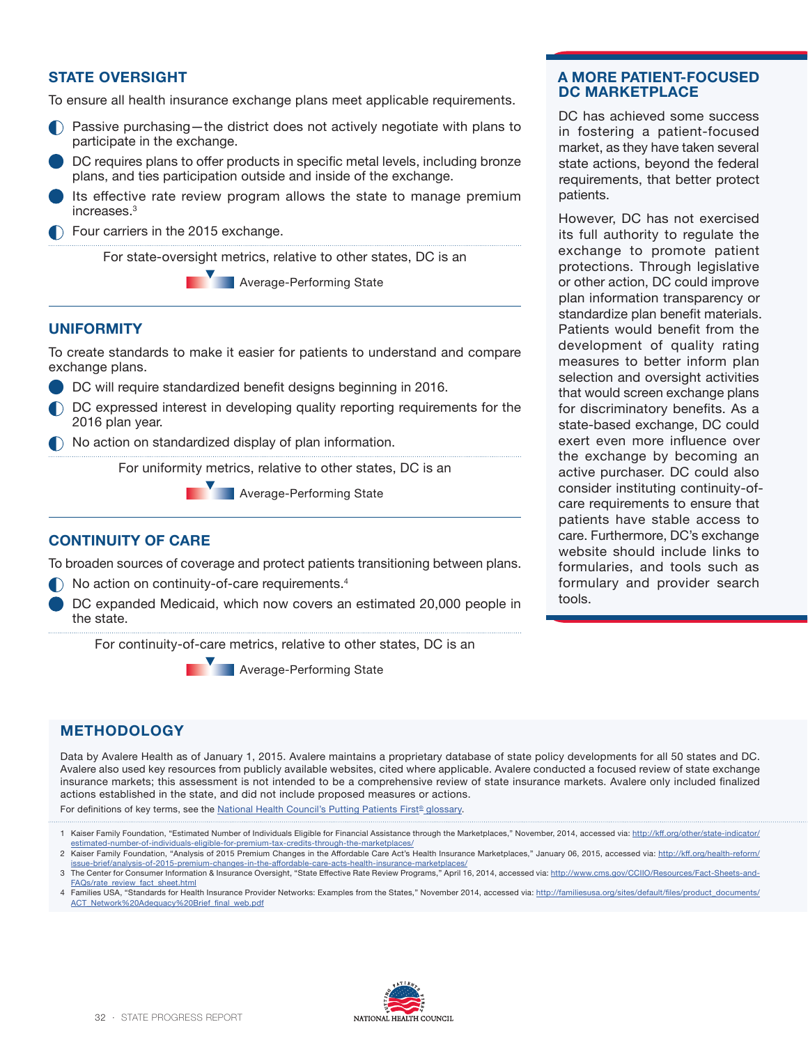## STATE OVERSIGHT

To ensure all health insurance exchange plans meet applicable requirements.

- Passive purchasing—the district does not actively negotiate with plans to participate in the exchange.
- DC requires plans to offer products in specific metal levels, including bronze plans, and ties participation outside and inside of the exchange.
- Its effective rate review program allows the state to manage premium increases.[3]
- Four carriers in the 2015 exchange.

For state-oversight metrics, relative to other states, DC is an

Average-Performing State

## UNIFORMITY

To create standards to make it easier for patients to understand and compare exchange plans.

- DC will require standardized benefit designs beginning in 2016.
- DC expressed interest in developing quality reporting requirements for the 2016 plan year.
- No action on standardized display of plan information.

For uniformity metrics, relative to other states, DC is an

Average-Performing State

## CONTINUITY OF CARE

To broaden sources of coverage and protect patients transitioning between plans.

- No action on continuity-of-care requirements.[4]
- DC expanded Medicaid, which now covers an estimated 20,000 people in the state.

For continuity-of-care metrics, relative to other states, DC is an

Average-Performing State

## A MORE PATIENT-FOCUSED DC MARKETPLACE

DC has achieved some success in fostering a patient-focused market, as they have taken several state actions, beyond the federal requirements, that better protect patients.

However, DC has not exercised its full authority to regulate the exchange to promote patient protections. Through legislative or other action, DC could improve plan information transparency or standardize plan benefit materials. Patients would benefit from the development of quality rating measures to better inform plan selection and oversight activities that would screen exchange plans for discriminatory benefits. As a state-based exchange, DC could exert even more influence over the exchange by becoming an active purchaser. DC could also consider instituting continuity-of-care requirements to ensure that patients have stable access to care. Furthermore, DC's exchange website should include links to formularies, and tools such as formulary and provider search tools.

## METHODOLOGY

Data by Avalere Health as of January 1, 2015. Avalere maintains a proprietary database of state policy developments for all 50 states and DC. Avalere also used key resources from publicly available websites, cited where applicable. Avalere conducted a focused review of state exchange insurance markets; this assessment is not intended to be a comprehensive review of state insurance markets. Avalere only included finalized actions established in the state, and did not include proposed measures or actions.

For definitions of key terms, see the National Health Council's Putting Patients First® glossary.

1 Kaiser Family Foundation, "Estimated Number of Individuals Eligible for Financial Assistance through the Marketplaces," November, 2014, accessed via: http://kff.org/other/state-indicator/estimated-number-of-individuals-eligible-for-premium-tax-credits-through-the-marketplaces/

2 Kaiser Family Foundation, "Analysis of 2015 Premium Changes in the Affordable Care Act's Health Insurance Marketplaces," January 06, 2015, accessed via: http://kff.org/health-reform/issue-brief/analysis-of-2015-premium-changes-in-the-affordable-care-acts-health-insurance-marketplaces/

3 The Center for Consumer Information & Insurance Oversight, "State Effective Rate Review Programs," April 16, 2014, accessed via: http://www.cms.gov/CCIIO/Resources/Fact-Sheets-and-FAQs/rate_review_fact_sheet.html

4 Families USA, "Standards for Health Insurance Provider Networks: Examples from the States," November 2014, accessed via: http://familiesusa.org/sites/default/files/product_documents/ACT_Network%20Adequacy%20Brief_final_web.pdf